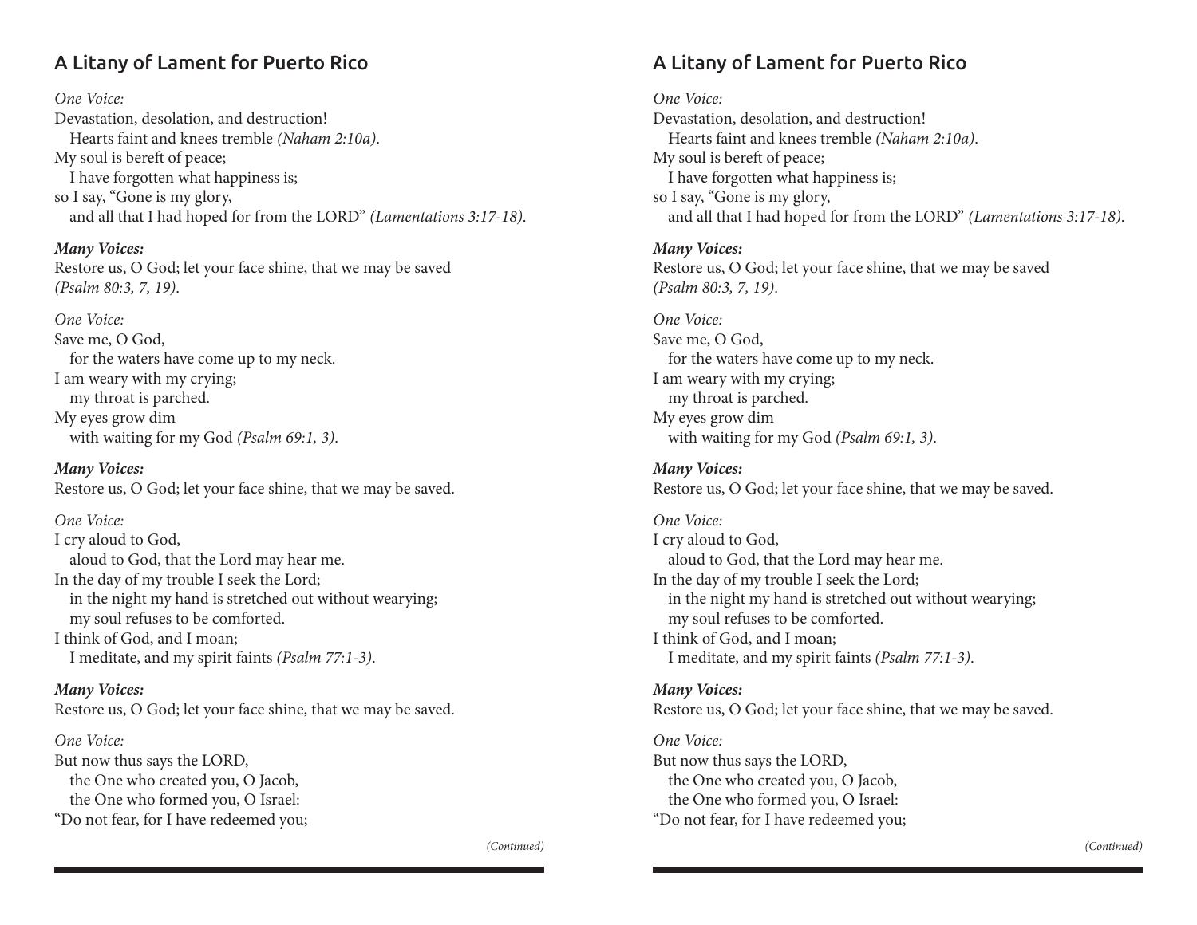## A Litany of Lament for Puerto Rico

*One Voice:*
Devastation, desolation, and destruction!
Hearts faint and knees tremble *(Naham 2:10a)*.
My soul is bereft of peace;
I have forgotten what happiness is;
so I say, "Gone is my glory,
and all that I had hoped for from the LORD" *(Lamentations 3:17-18)*.

***Many Voices:***
Restore us, O God; let your face shine, that we may be saved *(Psalm 80:3, 7, 19)*.

*One Voice:*
Save me, O God,
for the waters have come up to my neck.
I am weary with my crying;
my throat is parched.
My eyes grow dim
with waiting for my God *(Psalm 69:1, 3)*.

***Many Voices:***
Restore us, O God; let your face shine, that we may be saved.

*One Voice:*
I cry aloud to God,
aloud to God, that the Lord may hear me.
In the day of my trouble I seek the Lord;
in the night my hand is stretched out without wearying;
my soul refuses to be comforted.
I think of God, and I moan;
I meditate, and my spirit faints *(Psalm 77:1-3)*.

***Many Voices:***
Restore us, O God; let your face shine, that we may be saved.

*One Voice:*
But now thus says the LORD,
the One who created you, O Jacob,
the One who formed you, O Israel:
"Do not fear, for I have redeemed you;

*(Continued)*

## A Litany of Lament for Puerto Rico

*One Voice:*
Devastation, desolation, and destruction!
Hearts faint and knees tremble *(Naham 2:10a)*.
My soul is bereft of peace;
I have forgotten what happiness is;
so I say, "Gone is my glory,
and all that I had hoped for from the LORD" *(Lamentations 3:17-18)*.

***Many Voices:***
Restore us, O God; let your face shine, that we may be saved *(Psalm 80:3, 7, 19)*.

*One Voice:*
Save me, O God,
for the waters have come up to my neck.
I am weary with my crying;
my throat is parched.
My eyes grow dim
with waiting for my God *(Psalm 69:1, 3)*.

***Many Voices:***
Restore us, O God; let your face shine, that we may be saved.

*One Voice:*
I cry aloud to God,
aloud to God, that the Lord may hear me.
In the day of my trouble I seek the Lord;
in the night my hand is stretched out without wearying;
my soul refuses to be comforted.
I think of God, and I moan;
I meditate, and my spirit faints *(Psalm 77:1-3)*.

***Many Voices:***
Restore us, O God; let your face shine, that we may be saved.

*One Voice:*
But now thus says the LORD,
the One who created you, O Jacob,
the One who formed you, O Israel:
"Do not fear, for I have redeemed you;

*(Continued)*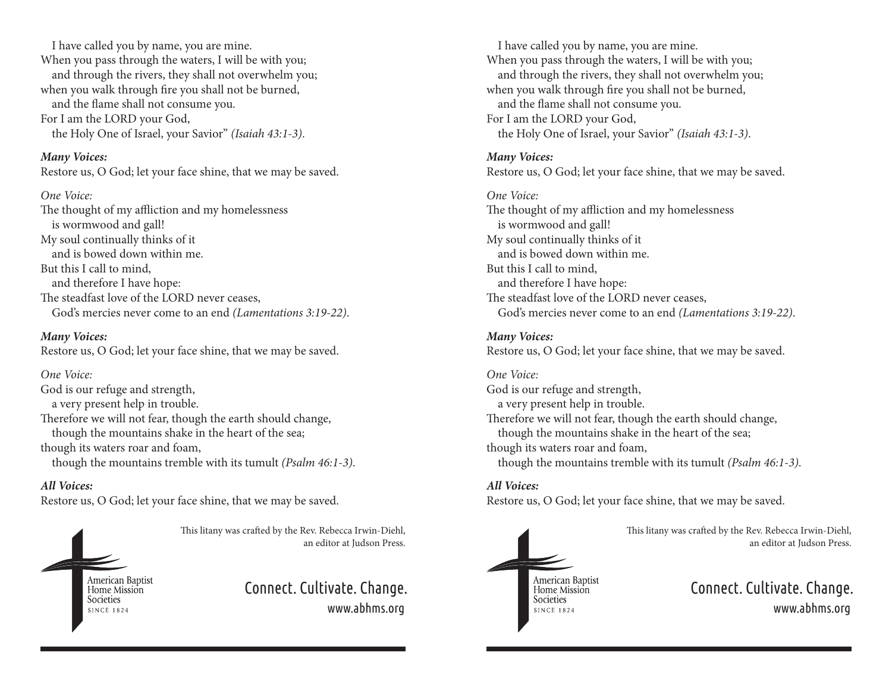I have called you by name, you are mine.
When you pass through the waters, I will be with you;
and through the rivers, they shall not overwhelm you;
when you walk through fire you shall not be burned,
and the flame shall not consume you.
For I am the LORD your God,
the Holy One of Israel, your Savior" *(Isaiah 43:1-3)*.

***Many Voices:***
Restore us, O God; let your face shine, that we may be saved.

*One Voice:*
The thought of my affliction and my homelessness
is wormwood and gall!
My soul continually thinks of it
and is bowed down within me.
But this I call to mind,
and therefore I have hope:
The steadfast love of the LORD never ceases,
God's mercies never come to an end *(Lamentations 3:19-22)*.

***Many Voices:***
Restore us, O God; let your face shine, that we may be saved.

*One Voice:*
God is our refuge and strength,
a very present help in trouble.
Therefore we will not fear, though the earth should change,
though the mountains shake in the heart of the sea;
though its waters roar and foam,
though the mountains tremble with its tumult *(Psalm 46:1-3)*.

***All Voices:***
Restore us, O God; let your face shine, that we may be saved.

This litany was crafted by the Rev. Rebecca Irwin-Diehl, an editor at Judson Press.

American Baptist Home Mission Societies
SINCE 1824

Connect. Cultivate. Change.
www.abhms.org

I have called you by name, you are mine.
When you pass through the waters, I will be with you;
and through the rivers, they shall not overwhelm you;
when you walk through fire you shall not be burned,
and the flame shall not consume you.
For I am the LORD your God,
the Holy One of Israel, your Savior" *(Isaiah 43:1-3)*.

***Many Voices:***
Restore us, O God; let your face shine, that we may be saved.

*One Voice:*
The thought of my affliction and my homelessness
is wormwood and gall!
My soul continually thinks of it
and is bowed down within me.
But this I call to mind,
and therefore I have hope:
The steadfast love of the LORD never ceases,
God's mercies never come to an end *(Lamentations 3:19-22)*.

***Many Voices:***
Restore us, O God; let your face shine, that we may be saved.

*One Voice:*
God is our refuge and strength,
a very present help in trouble.
Therefore we will not fear, though the earth should change,
though the mountains shake in the heart of the sea;
though its waters roar and foam,
though the mountains tremble with its tumult *(Psalm 46:1-3)*.

***All Voices:***
Restore us, O God; let your face shine, that we may be saved.

This litany was crafted by the Rev. Rebecca Irwin-Diehl, an editor at Judson Press.

American Baptist Home Mission Societies
SINCE 1824

Connect. Cultivate. Change.
www.abhms.org